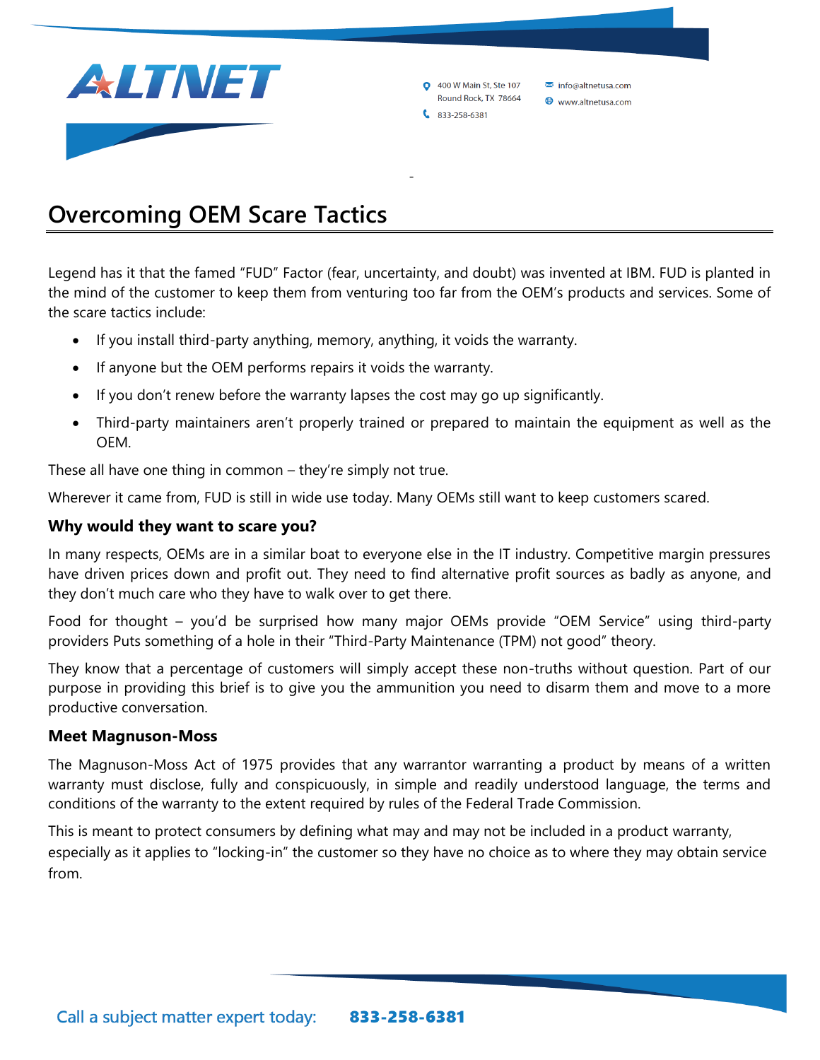ALTNET

400 W Main St, Ste 107
Round Rock, TX 78664
833-258-6381

info@altnetusa.com
www.altnetusa.com

# Overcoming OEM Scare Tactics

Legend has it that the famed "FUD" Factor (fear, uncertainty, and doubt) was invented at IBM. FUD is planted in the mind of the customer to keep them from venturing too far from the OEM's products and services. Some of the scare tactics include:

- If you install third-party anything, memory, anything, it voids the warranty.
- If anyone but the OEM performs repairs it voids the warranty.
- If you don't renew before the warranty lapses the cost may go up significantly.
- Third-party maintainers aren't properly trained or prepared to maintain the equipment as well as the OEM.

These all have one thing in common – they're simply not true.

Wherever it came from, FUD is still in wide use today. Many OEMs still want to keep customers scared.

### Why would they want to scare you?

In many respects, OEMs are in a similar boat to everyone else in the IT industry. Competitive margin pressures have driven prices down and profit out. They need to find alternative profit sources as badly as anyone, and they don't much care who they have to walk over to get there.

Food for thought – you'd be surprised how many major OEMs provide "OEM Service" using third-party providers Puts something of a hole in their "Third-Party Maintenance (TPM) not good" theory.

They know that a percentage of customers will simply accept these non-truths without question. Part of our purpose in providing this brief is to give you the ammunition you need to disarm them and move to a more productive conversation.

### Meet Magnuson-Moss

The Magnuson-Moss Act of 1975 provides that any warrantor warranting a product by means of a written warranty must disclose, fully and conspicuously, in simple and readily understood language, the terms and conditions of the warranty to the extent required by rules of the Federal Trade Commission.

This is meant to protect consumers by defining what may and may not be included in a product warranty, especially as it applies to "locking-in" the customer so they have no choice as to where they may obtain service from.

Call a subject matter expert today: **833-258-6381**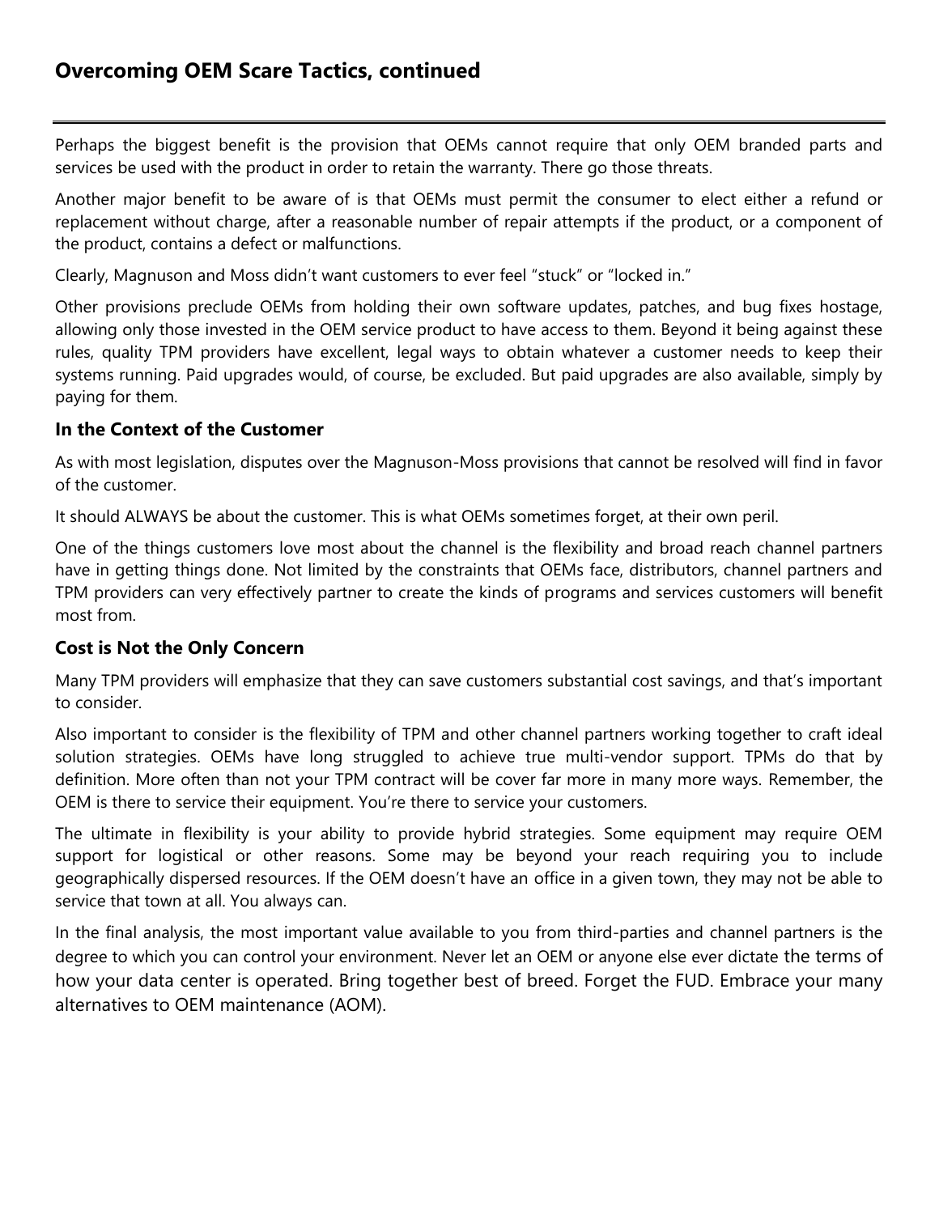## Overcoming OEM Scare Tactics, continued

Perhaps the biggest benefit is the provision that OEMs cannot require that only OEM branded parts and services be used with the product in order to retain the warranty. There go those threats.

Another major benefit to be aware of is that OEMs must permit the consumer to elect either a refund or replacement without charge, after a reasonable number of repair attempts if the product, or a component of the product, contains a defect or malfunctions.

Clearly, Magnuson and Moss didn't want customers to ever feel "stuck" or "locked in."

Other provisions preclude OEMs from holding their own software updates, patches, and bug fixes hostage, allowing only those invested in the OEM service product to have access to them. Beyond it being against these rules, quality TPM providers have excellent, legal ways to obtain whatever a customer needs to keep their systems running. Paid upgrades would, of course, be excluded. But paid upgrades are also available, simply by paying for them.

### In the Context of the Customer

As with most legislation, disputes over the Magnuson-Moss provisions that cannot be resolved will find in favor of the customer.

It should ALWAYS be about the customer. This is what OEMs sometimes forget, at their own peril.

One of the things customers love most about the channel is the flexibility and broad reach channel partners have in getting things done. Not limited by the constraints that OEMs face, distributors, channel partners and TPM providers can very effectively partner to create the kinds of programs and services customers will benefit most from.

### Cost is Not the Only Concern

Many TPM providers will emphasize that they can save customers substantial cost savings, and that's important to consider.

Also important to consider is the flexibility of TPM and other channel partners working together to craft ideal solution strategies. OEMs have long struggled to achieve true multi-vendor support. TPMs do that by definition. More often than not your TPM contract will be cover far more in many more ways. Remember, the OEM is there to service their equipment. You're there to service your customers.

The ultimate in flexibility is your ability to provide hybrid strategies. Some equipment may require OEM support for logistical or other reasons. Some may be beyond your reach requiring you to include geographically dispersed resources. If the OEM doesn't have an office in a given town, they may not be able to service that town at all. You always can.

In the final analysis, the most important value available to you from third-parties and channel partners is the degree to which you can control your environment. Never let an OEM or anyone else ever dictate the terms of how your data center is operated. Bring together best of breed. Forget the FUD. Embrace your many alternatives to OEM maintenance (AOM).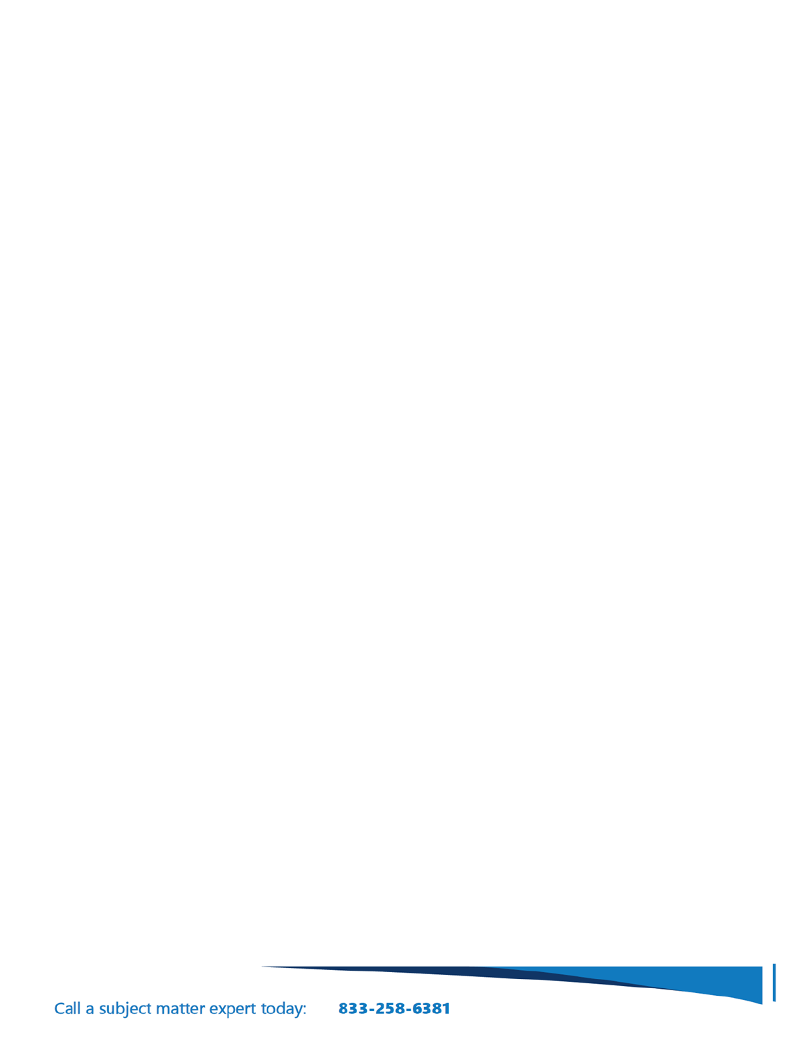Call a subject matter expert today: **833-258-6381**